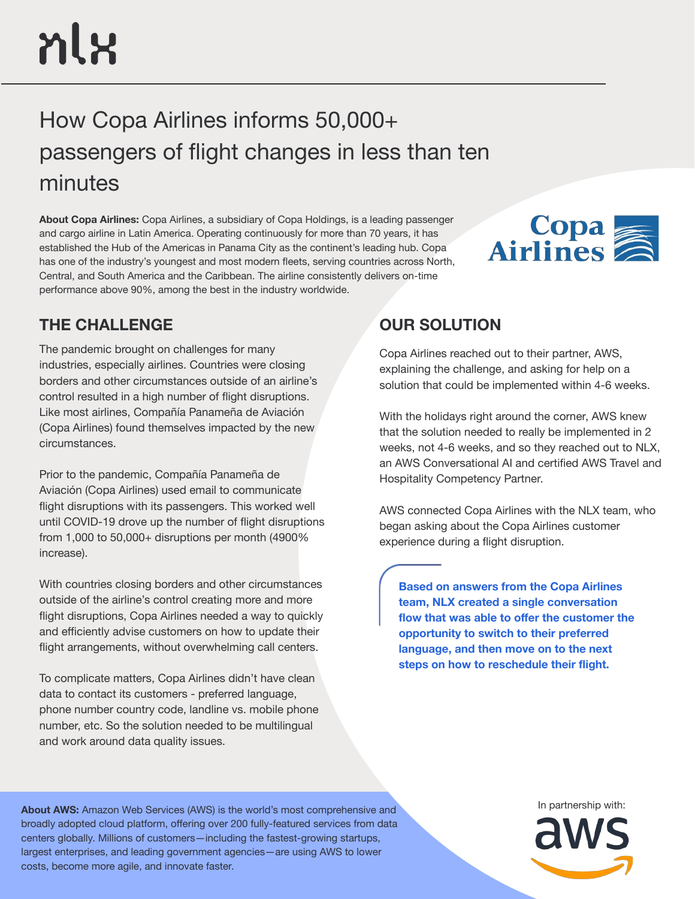nlx

# How Copa Airlines informs 50,000+ passengers of flight changes in less than ten minutes

**About Copa Airlines:** Copa Airlines, a subsidiary of Copa Holdings, is a leading passenger and cargo airline in Latin America. Operating continuously for more than 70 years, it has established the Hub of the Americas in Panama City as the continent's leading hub. Copa has one of the industry's youngest and most modern fleets, serving countries across North, Central, and South America and the Caribbean. The airline consistently delivers on-time performance above 90%, among the best in the industry worldwide.

## THE CHALLENGE

The pandemic brought on challenges for many industries, especially airlines. Countries were closing borders and other circumstances outside of an airline's control resulted in a high number of flight disruptions. Like most airlines, Compañía Panameña de Aviación (Copa Airlines) found themselves impacted by the new circumstances.

Prior to the pandemic, Compañía Panameña de Aviación (Copa Airlines) used email to communicate flight disruptions with its passengers. This worked well until COVID-19 drove up the number of flight disruptions from 1,000 to 50,000+ disruptions per month (4900% increase).

With countries closing borders and other circumstances outside of the airline's control creating more and more flight disruptions, Copa Airlines needed a way to quickly and efficiently advise customers on how to update their flight arrangements, without overwhelming call centers.

To complicate matters, Copa Airlines didn't have clean data to contact its customers - preferred language, phone number country code, landline vs. mobile phone number, etc. So the solution needed to be multilingual and work around data quality issues.

## OUR SOLUTION

Copa Airlines reached out to their partner, AWS, explaining the challenge, and asking for help on a solution that could be implemented within 4-6 weeks.

With the holidays right around the corner, AWS knew that the solution needed to really be implemented in 2 weeks, not 4-6 weeks, and so they reached out to NLX, an AWS Conversational AI and certified AWS Travel and Hospitality Competency Partner.

AWS connected Copa Airlines with the NLX team, who began asking about the Copa Airlines customer experience during a flight disruption.

> **Based on answers from the Copa Airlines team, NLX created a single conversation flow that was able to offer the customer the opportunity to switch to their preferred language, and then move on to the next steps on how to reschedule their flight.**

**About AWS:** Amazon Web Services (AWS) is the world's most comprehensive and broadly adopted cloud platform, offering over 200 fully-featured services from data centers globally. Millions of customers—including the fastest-growing startups, largest enterprises, and leading government agencies—are using AWS to lower costs, become more agile, and innovate faster.

In partnership with: aws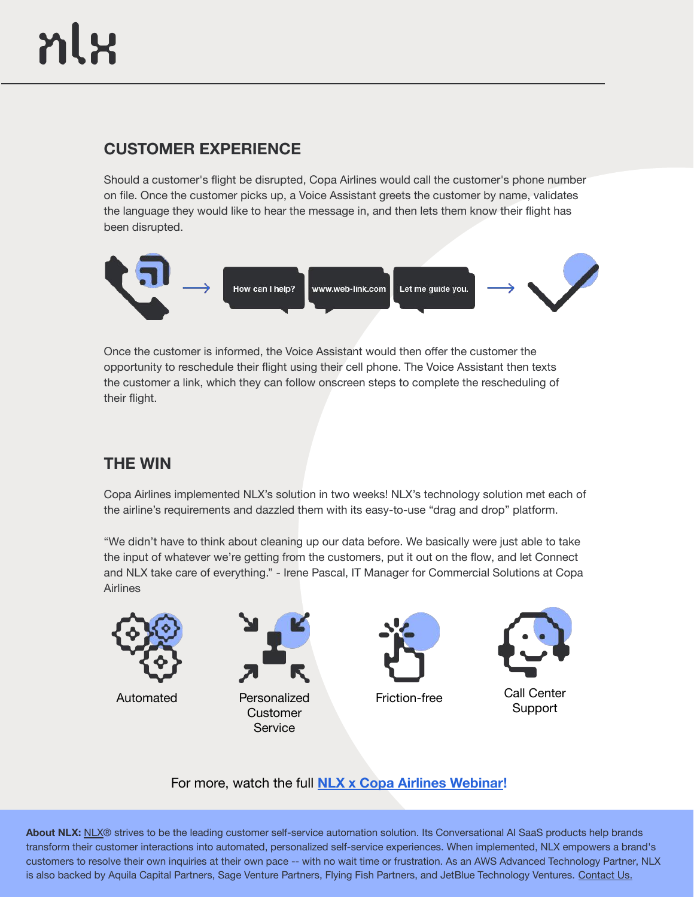## CUSTOMER EXPERIENCE

Should a customer's flight be disrupted, Copa Airlines would call the customer's phone number on file. Once the customer picks up, a Voice Assistant greets the customer by name, validates the language they would like to hear the message in, and then lets them know their flight has been disrupted.

How can I help?

www.web-link.com

Let me guide you.

Once the customer is informed, the Voice Assistant would then offer the customer the opportunity to reschedule their flight using their cell phone. The Voice Assistant then texts the customer a link, which they can follow onscreen steps to complete the rescheduling of their flight.

## THE WIN

Copa Airlines implemented NLX's solution in two weeks! NLX's technology solution met each of the airline's requirements and dazzled them with its easy-to-use "drag and drop" platform.

"We didn't have to think about cleaning up our data before. We basically were just able to take the input of whatever we're getting from the customers, put it out on the flow, and let Connect and NLX take care of everything." - Irene Pascal, IT Manager for Commercial Solutions at Copa Airlines

Automated

Personalized Customer Service

Friction-free

Call Center Support

For more, watch the full **NLX x Copa Airlines Webinar!**

**About NLX:** NLX® strives to be the leading customer self-service automation solution. Its Conversational AI SaaS products help brands transform their customer interactions into automated, personalized self-service experiences. When implemented, NLX empowers a brand's customers to resolve their own inquiries at their own pace -- with no wait time or frustration. As an AWS Advanced Technology Partner, NLX is also backed by Aquila Capital Partners, Sage Venture Partners, Flying Fish Partners, and JetBlue Technology Ventures. Contact Us.